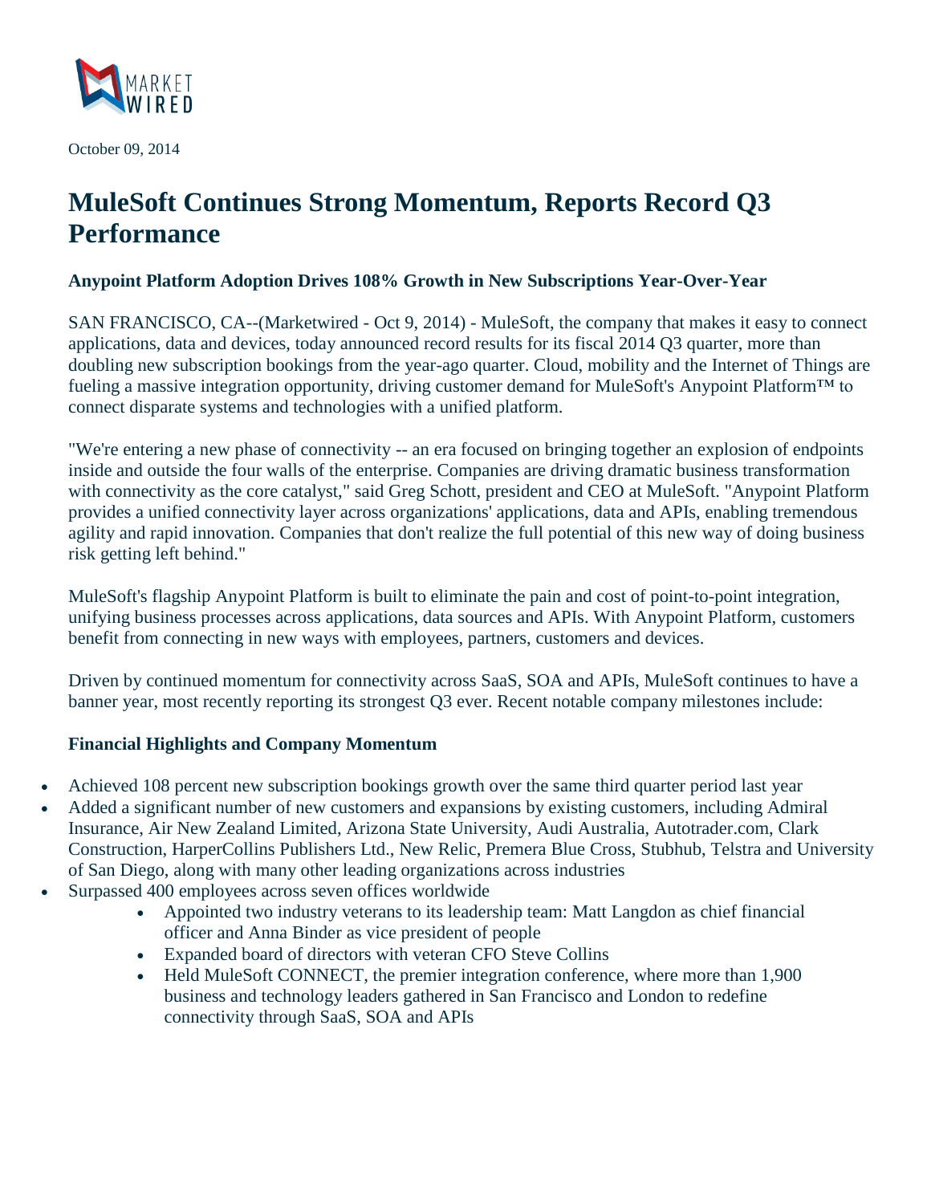October 09, 2014

# MuleSoft Continues Strong Momentum, Reports Record Q3 Performance

### Anypoint Platform Adoption Drives 108% Growth in New Subscriptions Year-Over-Year

SAN FRANCISCO, CA--(Marketwired - Oct 9, 2014) - MuleSoft, the company that makes it easy to connect applications, data and devices, today announced record results for its fiscal 2014 Q3 quarter, more than doubling new subscription bookings from the year-ago quarter. Cloud, mobility and the Internet of Things are fueling a massive integration opportunity, driving customer demand for MuleSoft's Anypoint Platform™ to connect disparate systems and technologies with a unified platform.

"We're entering a new phase of connectivity -- an era focused on bringing together an explosion of endpoints inside and outside the four walls of the enterprise. Companies are driving dramatic business transformation with connectivity as the core catalyst," said Greg Schott, president and CEO at MuleSoft. "Anypoint Platform provides a unified connectivity layer across organizations' applications, data and APIs, enabling tremendous agility and rapid innovation. Companies that don't realize the full potential of this new way of doing business risk getting left behind."

MuleSoft's flagship Anypoint Platform is built to eliminate the pain and cost of point-to-point integration, unifying business processes across applications, data sources and APIs. With Anypoint Platform, customers benefit from connecting in new ways with employees, partners, customers and devices.

Driven by continued momentum for connectivity across SaaS, SOA and APIs, MuleSoft continues to have a banner year, most recently reporting its strongest Q3 ever. Recent notable company milestones include:

### Financial Highlights and Company Momentum

- Achieved 108 percent new subscription bookings growth over the same third quarter period last year
- Added a significant number of new customers and expansions by existing customers, including Admiral Insurance, Air New Zealand Limited, Arizona State University, Audi Australia, Autotrader.com, Clark Construction, HarperCollins Publishers Ltd., New Relic, Premera Blue Cross, Stubhub, Telstra and University of San Diego, along with many other leading organizations across industries
- Surpassed 400 employees across seven offices worldwide
  - Appointed two industry veterans to its leadership team: Matt Langdon as chief financial officer and Anna Binder as vice president of people
  - Expanded board of directors with veteran CFO Steve Collins
  - Held MuleSoft CONNECT, the premier integration conference, where more than 1,900 business and technology leaders gathered in San Francisco and London to redefine connectivity through SaaS, SOA and APIs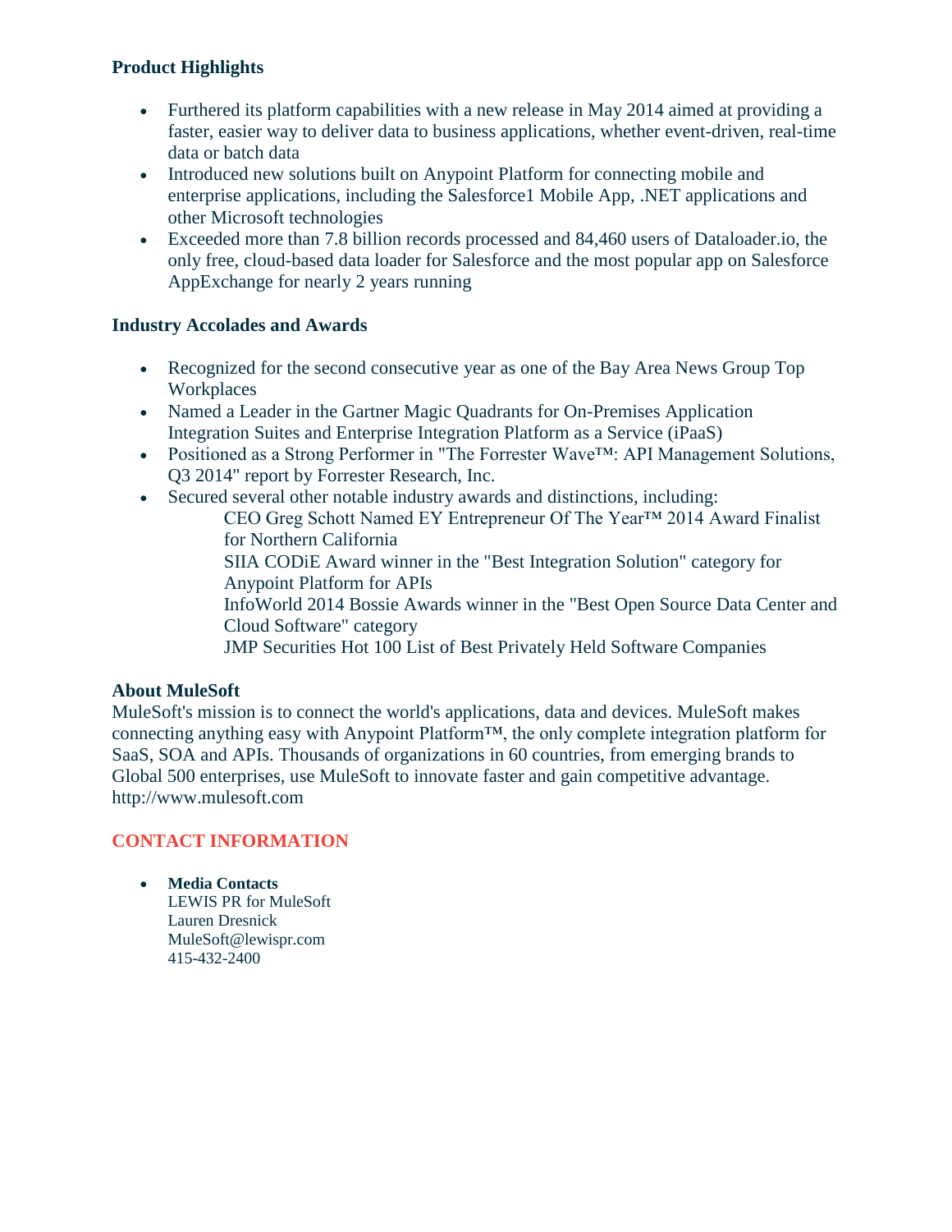**Product Highlights**

- Furthered its platform capabilities with a new release in May 2014 aimed at providing a faster, easier way to deliver data to business applications, whether event-driven, real-time data or batch data
- Introduced new solutions built on Anypoint Platform for connecting mobile and enterprise applications, including the Salesforce1 Mobile App, .NET applications and other Microsoft technologies
- Exceeded more than 7.8 billion records processed and 84,460 users of Dataloader.io, the only free, cloud-based data loader for Salesforce and the most popular app on Salesforce AppExchange for nearly 2 years running

**Industry Accolades and Awards**

- Recognized for the second consecutive year as one of the Bay Area News Group Top Workplaces
- Named a Leader in the Gartner Magic Quadrants for On-Premises Application Integration Suites and Enterprise Integration Platform as a Service (iPaaS)
- Positioned as a Strong Performer in "The Forrester Wave™: API Management Solutions, Q3 2014" report by Forrester Research, Inc.
- Secured several other notable industry awards and distinctions, including:
    - CEO Greg Schott Named EY Entrepreneur Of The Year™ 2014 Award Finalist for Northern California
    - SIIA CODiE Award winner in the "Best Integration Solution" category for Anypoint Platform for APIs
    - InfoWorld 2014 Bossie Awards winner in the "Best Open Source Data Center and Cloud Software" category
    - JMP Securities Hot 100 List of Best Privately Held Software Companies

**About MuleSoft**

MuleSoft's mission is to connect the world's applications, data and devices. MuleSoft makes connecting anything easy with Anypoint Platform™, the only complete integration platform for SaaS, SOA and APIs. Thousands of organizations in 60 countries, from emerging brands to Global 500 enterprises, use MuleSoft to innovate faster and gain competitive advantage. http://www.mulesoft.com

## CONTACT INFORMATION

- **Media Contacts**
  LEWIS PR for MuleSoft
  Lauren Dresnick
  MuleSoft@lewispr.com
  415-432-2400